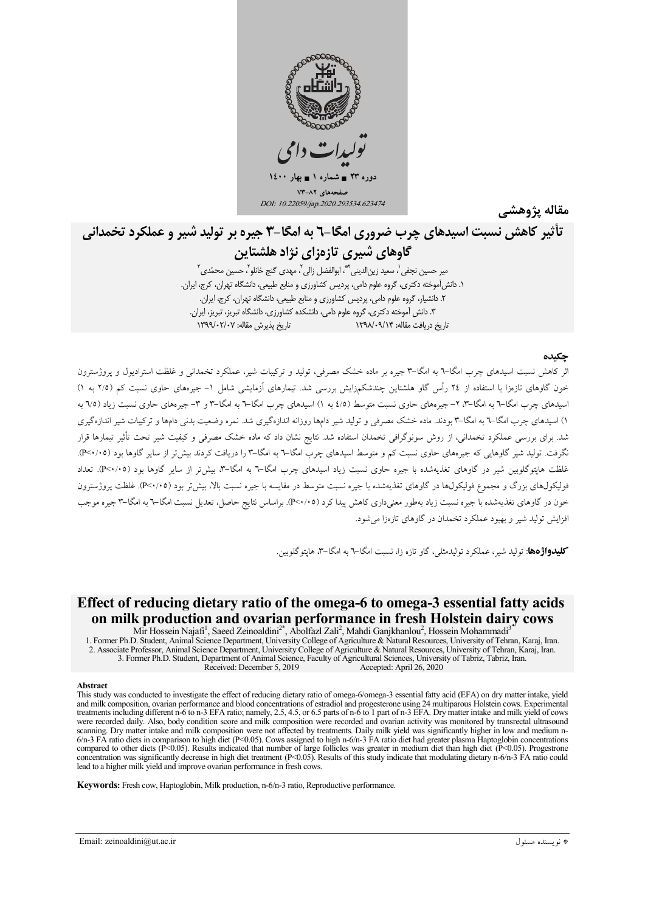تولیدات دامی

دوره ۲۳ ■ شماره ۱ ■ بهار ۱۴۰۰

صفحه‌های ۸۲-۷۳

DOI: 10.22059/jap.2020.293534.623474

مقاله پژوهشی

# تأثیر کاهش نسبت اسیدهای چرب ضروری امگا-۶ به امگا-۳ جیره بر تولید شیر و عملکرد تخمدانی گاوهای شیری تازه‌زای نژاد هلشتاین

میر حسین نجفی[۱]، سعید زین‌الدینی[۲*]، ابوالفضل زالی[۲]، مهدی گنج خانلو[۲]، حسین محمّدی[۳]

۱. دانش‌آموخته دکتری، گروه علوم دامی، پردیس کشاورزی و منابع طبیعی، دانشگاه تهران، کرج، ایران.
۲. دانشیار، گروه علوم دامی، پردیس کشاورزی و منابع طبیعی، دانشگاه تهران، کرج، ایران.
۳. دانش آموخته دکتری، گروه علوم دامی، دانشکده کشاورزی، دانشگاه تبریز، تبریز، ایران.

تاریخ دریافت مقاله: ۱۳۹۸/۰۹/۱۴ تاریخ پذیرش مقاله: ۱۳۹۹/۰۲/۰۷

## چکیده

اثر کاهش نسبت اسیدهای چرب امگا-۶ به امگا-۳ جیره بر ماده خشک مصرفی، تولید و ترکیبات شیر، عملکرد تخمدانی و غلظت استرادیول و پروژسترون خون گاوهای تازه‌زا با استفاده از ۲۴ رأس گاو هلشتاین چندشکم‌زایش بررسی شد. تیمارهای آزمایشی شامل ۱- جیره‌های حاوی نسبت کم (۲/۵ به ۱) اسیدهای چرب امگا-۶ به امگا-۳، ۲- جیره‌های حاوی نسبت متوسط (۴/۵ به ۱) اسیدهای چرب امگا-۶ به امگا-۳ و ۳- جیره‌های حاوی نسبت زیاد (۶/۵ به ۱) اسیدهای چرب امگا-۶ به امگا-۳ بودند. ماده خشک مصرفی و تولید شیر دام‌ها روزانه اندازه‌گیری شد. نمره وضعیت بدنی دام‌ها و ترکیبات شیر اندازه‌گیری شد. برای بررسی عملکرد تخمدانی، از روش سونوگرافی تخمدان استفاده شد. نتایج نشان داد که ماده خشک مصرفی و کیفیت شیر تحت تأثیر تیمارها قرار نگرفت. تولید شیر گاوهایی که جیره‌های حاوی نسبت کم و متوسط اسیدهای چرب امگا-۶ به امگا-۳ را دریافت کردند بیش‌تر از سایر گاوها بود (P<۰/۰۵). غلظت هاپتوگلوبین شیر در گاوهای تغذیه‌شده با جیره حاوی نسبت زیاد اسیدهای چرب امگا-۶ به امگا-۳، بیش‌تر از سایر گاوها بود (P<۰/۰۵). تعداد فولیکول‌های بزرگ و مجموع فولیکول‌ها در گاوهای تغذیه‌شده با جیره نسبت متوسط در مقایسه با جیره نسبت بالا، بیش‌تر بود (P<۰/۰۵). غلظت پروژسترون خون در گاوهای تغذیه‌شده با جیره نسبت زیاد به‌طور معنی‌داری کاهش پیدا کرد (P<۰/۰۵). براساس نتایج حاصل، تعدیل نسبت امگا-۶ به امگا-۳ جیره موجب افزایش تولید شیر و بهبود عملکرد تخمدان در گاوهای تازه‌زا می‌شود.

**کلیدواژه‌ها**: تولید شیر، عملکرد تولیدمثلی، گاو تازه زا، نسبت امگا-۶ به امگا-۳، هاپتوگلوبین.

# Effect of reducing dietary ratio of the omega-6 to omega-3 essential fatty acids on milk production and ovarian performance in fresh Holstein dairy cows

Mir Hossein Najafi[1], Saeed Zeinoaldini[2*], Abolfazl Zali[2], Mahdi Ganjkhanlou[2], Hossein Mohammadi[3]

1. Former Ph.D. Student, Animal Science Department, University College of Agriculture & Natural Resources, University of Tehran, Karaj, Iran.
2. Associate Professor, Animal Science Department, University College of Agriculture & Natural Resources, University of Tehran, Karaj, Iran.
3. Former Ph.D. Student, Department of Animal Science, Faculty of Agricultural Sciences, University of Tabriz, Tabriz, Iran.

Received: December 5, 2019 Accepted: April 26, 2020

## Abstract

This study was conducted to investigate the effect of reducing dietary ratio of omega-6/omega-3 essential fatty acid (EFA) on dry matter intake, yield and milk composition, ovarian performance and blood concentrations of estradiol and progesterone using 24 multiparous Holstein cows. Experimental treatments including different n-6 to n-3 EFA ratio; namely, 2.5, 4.5, or 6.5 parts of n-6 to 1 part of n-3 EFA. Dry matter intake and milk yield of cows were recorded daily. Also, body condition score and milk composition were recorded and ovarian activity was monitored by transrectal ultrasound scanning. Dry matter intake and milk composition were not affected by treatments. Daily milk yield was significantly higher in low and medium n-6/n-3 FA ratio diets in comparison to high diet ($P<0.05$). Cows assigned to high n-6/n-3 FA ratio diet had greater plasma Haptoglobin concentrations compared to other diets ($P<0.05$). Results indicated that number of large follicles was greater in medium diet than high diet ($P<0.05$). Progestrone concentration was significantly decrease in high diet treatment ($P<0.05$). Results of this study indicate that modulating dietary n-6/n-3 FA ratio could lead to a higher milk yield and improve ovarian performance in fresh cows.

**Keywords:** Fresh cow, Haptoglobin, Milk production, n-6/n-3 ratio, Reproductive performance.

Email: zeinoaldini@ut.ac.ir

* نویسنده مسئول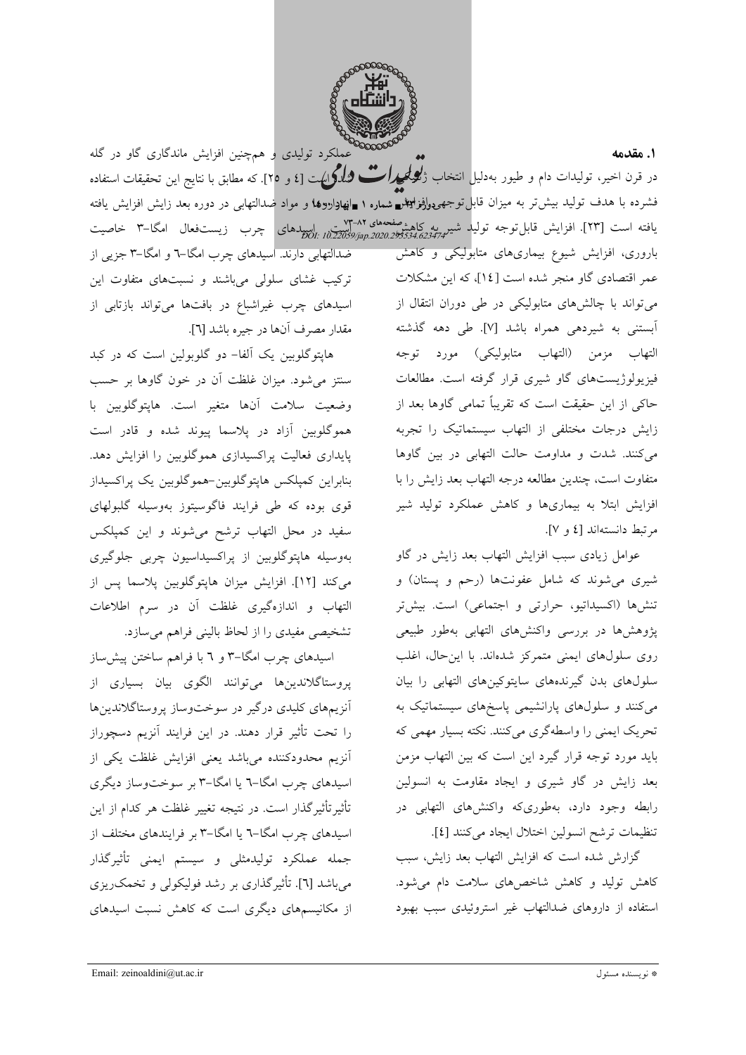## ۱. مقدمه

در قرن اخیر، تولیدات دام و طیور به‌دلیل انتخاب ژنتیکی فشرده با هدف تولید بیش‌تر به میزان قابل‌توجهی افزایش یافته است [۲۳]. افزایش قابل‌توجه تولید شیر به کاهش باروری، افزایش شیوع بیماری‌های متابولیکی و کاهش عمر اقتصادی گاو منجر شده است [۱۴]، که این مشکلات می‌تواند با چالش‌های متابولیکی در طی دوران انتقال از آبستنی به شیردهی همراه باشد [۷]. طی دهه گذشته التهاب مزمن (التهاب متابولیکی) مورد توجه فیزیولوژیست‌های گاو شیری قرار گرفته است. مطالعات حاکی از این حقیقت است که تقریباً تمامی گاوها بعد از زایش درجات مختلفی از التهاب سیستماتیک را تجربه می‌کنند. شدت و مداومت حالت التهابی در بین گاوها متفاوت است، چندین مطالعه درجه التهاب بعد زایش را با افزایش ابتلا به بیماری‌ها و کاهش عملکرد تولید شیر مرتبط دانسته‌اند [۴ و ۷].

عوامل زیادی سبب افزایش التهاب بعد زایش در گاو شیری می‌شوند که شامل عفونت‌ها (رحم و پستان) و تنش‌ها (اکسیداتیو، حرارتی و اجتماعی) است. بیش‌تر پژوهش‌ها در بررسی واکنش‌های التهابی به‌طور طبیعی روی سلول‌های ایمنی متمرکز شده‌اند. با این‌حال، اغلب سلول‌های بدن گیرنده‌های سایتوکین‌های التهابی را بیان می‌کنند و سلول‌های پارانشیمی پاسخ‌های سیستماتیک به تحریک ایمنی را واسطه‌گری می‌کنند. نکته بسیار مهمی که باید مورد توجه قرار گیرد این است که بین التهاب مزمن بعد زایش در گاو شیری و ایجاد مقاومت به انسولین رابطه وجود دارد، به‌طوری‌که واکنش‌های التهابی در تنظیمات ترشح انسولین اختلال ایجاد می‌کنند [۴].

گزارش شده است که افزایش التهاب بعد زایش، سبب کاهش تولید و کاهش شاخص‌های سلامت دام می‌شود. استفاده از داروهای ضدالتهاب غیر استروئیدی سبب بهبود عملکرد تولیدی و هم‌چنین افزایش ماندگاری گاو در گله شده است [۴ و ۲۵]. که مطابق با نتایج این تحقیقات استفاده از افزودنی‌ها و مواد ضدالتهابی در دوره بعد زایش افزایش یافته است. اسیدهای چرب زیست‌فعال امگا-۳ خاصیت ضدالتهابی دارند. اسیدهای چرب امگا-۶ و امگا-۳ جزیی از ترکیب غشای سلولی می‌باشند و نسبت‌های متفاوت این اسیدهای چرب غیراشباع در بافت‌ها می‌تواند بازتابی از مقدار مصرف آن‌ها در جیره باشد [۶].

هاپتوگلوبین یک آلفا- دو گلوبولین است که در کبد سنتز می‌شود. میزان غلظت آن در خون گاوها بر حسب وضعیت سلامت آن‌ها متغیر است. هاپتوگلوبین با هموگلوبین آزاد در پلاسما پیوند شده و قادر است پایداری فعالیت پراکسیدازی هموگلوبین را افزایش دهد. بنابراین کمپلکس هاپتوگلوبین-هموگلوبین یک پراکسیداز قوی بوده که طی فرایند فاگوسیتوز به‌وسیله گلبول‌های سفید در محل التهاب ترشح می‌شوند و این کمپلکس به‌وسیله هاپتوگلوبین از پراکسیداسیون چربی جلوگیری می‌کند [۱۲]. افزایش میزان هاپتوگلوبین پلاسما پس از التهاب و اندازه‌گیری غلظت آن در سرم اطلاعات تشخیصی مفیدی را از لحاظ بالینی فراهم می‌سازد.

اسیدهای چرب امگا-۳ و ۶ با فراهم ساختن پیش‌ساز پروستاگلاندین‌ها می‌توانند الگوی بیان بسیاری از آنزیم‌های کلیدی درگیر در سوخت‌وساز پروستاگلاندین‌ها را تحت تأثیر قرار دهند. در این فرایند آنزیم دسچوراز آنزیم محدودکننده می‌باشد یعنی افزایش غلظت یکی از اسیدهای چرب امگا-۶ یا امگا-۳ بر سوخت‌وساز دیگری تأثیرتأثیرگذار است. در نتیجه تغییر غلظت هر کدام از این اسیدهای چرب امگا-۶ یا امگا-۳ بر فرایندهای مختلف از جمله عملکرد تولیدمثلی و سیستم ایمنی تأثیرگذار می‌باشد [۶]. تأثیرگذاری بر رشد فولیکولی و تخمک‌ریزی از مکانیسم‌های دیگری است که کاهش نسبت اسیدهای

\* نویسنده مسئول &nbsp;&nbsp;&nbsp;&nbsp; Email: zeinoaldini@ut.ac.ir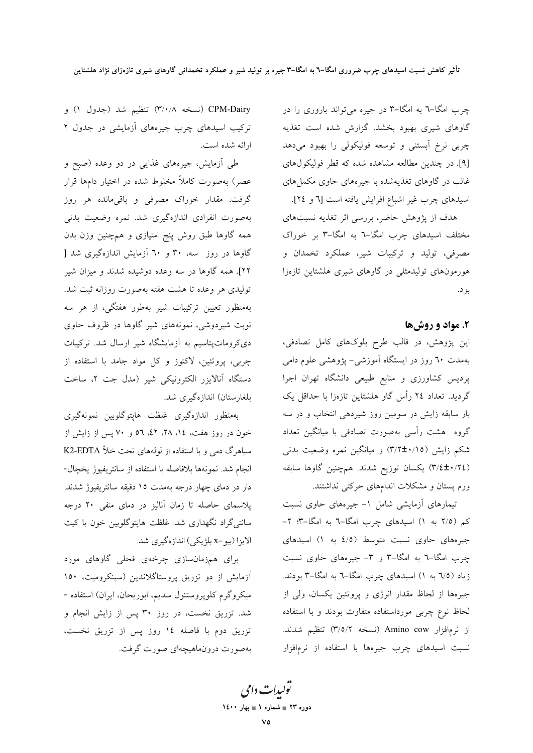چربی امگا-۶ به امگا-۳ در جیره می‌تواند باروری را در گاوهای شیری بهبود بخشد. گزارش شده است تغذیه چربی نرخ آبستنی و توسعه فولیکولی را بهبود می‌دهد [۹]. در چندین مطالعه مشاهده شده که قطر فولیکول‌های غالب در گاوهای تغذیه‌شده با جیره‌های حاوی مکمل‌های اسیدهای چرب غیر اشباع افزایش یافته است [۶ و ۲۴].

هدف از پژوهش حاضر، بررسی اثر تغذیه نسبت‌های مختلف اسیدهای چرب امگا-۶ به امگا-۳ بر خوراک مصرفی، تولید و ترکیبات شیر، عملکرد تخمدان و هورمون‌های تولیدمثلی در گاوهای شیری هلشتاین تازه‌زا بود.

## ۲. مواد و روش‌ها

این پژوهش، در قالب طرح بلوک‌های کامل تصادفی، به‌مدت ۶۰ روز در ایستگاه آموزشی- پژوهشی علوم دامی پردیس کشاورزی و منابع طبیعی دانشگاه تهران اجرا گردید. تعداد ۲۴ رأس گاو هلشتاین تازه‌زا با حداقل یک بار سابقه زایش در سومین روز شیردهی انتخاب و در سه گروه هشت رأسی به‌صورت تصادفی با میانگین تعداد شکم زایش (۰/۱۵±۳/۲) و میانگین نمره وضعیت بدنی (۰/۲۴±۳/٤) یکسان توزیع شدند. همچنین گاوها سابقه ورم پستان و مشکلات اندام‌های حرکتی نداشتند.

تیمارهای آزمایشی شامل ۱- جیره‌های حاوی نسبت کم (۲/۵ به ۱) اسیدهای چرب امگا-۶ به امگا-۳؛ ۲- جیره‌های حاوی نسبت متوسط (٤/۵ به ۱) اسیدهای چرب امگا-۶ به امگا-۳ و ۳- جیره‌های حاوی نسبت زیاد (۶/۵ به ۱) اسیدهای چرب امگا-۶ به امگا-۳ بودند. جیره‌ها از لحاظ مقدار انرژی و پروتئین یکسان، ولی از لحاظ نوع چربی مورداستفاده متفاوت بودند و با استفاده از نرم‌افزار Amino cow (نسخه ۳/۵/۲) تنظیم شدند. نسبت اسیدهای چرب جیره‌ها با استفاده از نرم‌افزار CPM-Dairy (نسخه ۳/۰/۸) تنظیم شد (جدول ۱) و ترکیب اسیدهای چرب جیره‌های آزمایشی در جدول ۲ ارائه شده است.

طی آزمایش، جیره‌های غذایی در دو وعده (صبح و عصر) به‌صورت کاملاً مخلوط شده در اختیار دام‌ها قرار گرفت. مقدار خوراک مصرفی و باقی‌مانده هر روز به‌صورت انفرادی اندازه‌گیری شد. نمره وضعیت بدنی همه گاوها طبق روش پنج امتیازی و همچنین وزن بدن گاوها در روز سه، ۳۰ و ۶۰ آزمایش اندازه‌گیری شد [۲۲]. همه گاوها در سه وعده دوشیده شدند و میزان شیر تولیدی هر وعده تا هشت هفته به‌صورت روزانه ثبت شد. به‌منظور تعیین ترکیبات شیر به‌طور هفتگی، از هر سه نوبت شیردوشی، نمونه‌های شیر گاوها در ظروف حاوی دی‌کرومات‌پتاسیم به آزمایشگاه شیر ارسال شد. ترکیبات چربی، پروتئین، لاکتوز و کل مواد جامد با استفاده از دستگاه آنالایزر الکترونیکی شیر (مدل جت ۲، ساخت بلغارستان) اندازه‌گیری شد.

به‌منظور اندازه‌گیری غلظت هاپتوگلوبین نمونه‌گیری خون در روز هفت، ۱٤، ۲۸، ٤۲، ۵۶ و ۷۰ پس از زایش از سیاهرگ دمی و با استفاده از لوله‌های تحت خلأ K2-EDTA انجام شد. نمونه‌ها بلافاصله با استفاده از سانتریفیوژ یخچال‌دار در دمای چهار درجه به‌مدت ۱۵ دقیقه سانتریفیوژ شدند. پلاسمای حاصله تا زمان آنالیز در دمای منفی ۲۰ درجه سانتی‌گراد نگهداری شد. غلظت هاپتوگلوبین خون با کیت الایزا (بیو-x بلژیکی) اندازه‌گیری شد.

برای همزمان‌سازی چرخه‌ی فحلی گاوهای مورد آزمایش از دو تزریق پروستاگلاندین (سینکرومیت، ۱۵۰ میکروگرم کلوپروستنول سدیم، ابوریحان، ایران) استفاده شد. تزریق نخست، در روز ۳۰ پس از زایش انجام و تزریق دوم با فاصله ۱٤ روز پس از تزریق نخست، به‌صورت درون‌ماهیچه‌ای صورت گرفت.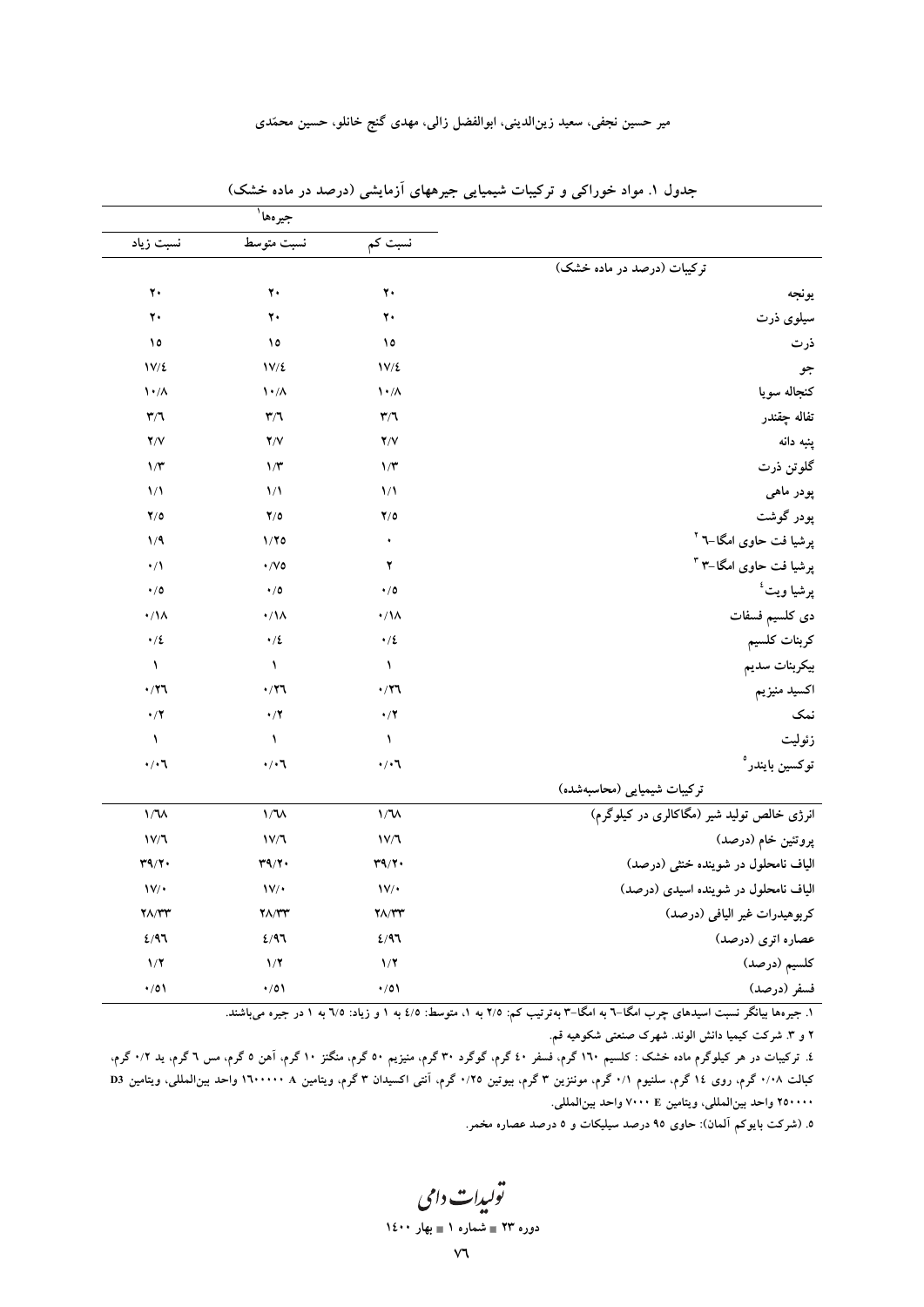جدول ۱. مواد خوراکی و ترکیبات شیمیایی جیرهای آزمایشی (درصد در ماده خشک)

| | جیره‌ها[۱] | | |
|---|---|---|---|
| | نسبت کم | نسبت متوسط | نسبت زیاد |
| **ترکیبات (درصد در ماده خشک)** | | | |
| یونجه | ۲۰ | ۲۰ | ۲۰ |
| سیلوی ذرت | ۲۰ | ۲۰ | ۲۰ |
| ذرت | ۱۵ | ۱۵ | ۱۵ |
| جو | ۱۷/٤ | ۱۷/٤ | ۱۷/٤ |
| کنجاله سویا | ۱۰/۸ | ۱۰/۸ | ۱۰/۸ |
| تفاله چغندر | ۳/٦ | ۳/٦ | ۳/٦ |
| پنبه دانه | ۲/۷ | ۲/۷ | ۲/۷ |
| گلوتن ذرت | ۱/۳ | ۱/۳ | ۱/۳ |
| پودر ماهی | ۱/۱ | ۱/۱ | ۱/۱ |
| پودر گوشت | ۲/۵ | ۲/۵ | ۲/۵ |
| پرشیا فت حاوی امگا-٦ [۲] | ۰ | ۱/۲۵ | ۱/۹ |
| پرشیا فت حاوی امگا-۳ [۳] | ۲ | ۰/۷۵ | ۰/۱ |
| پرشیا ویت[٤] | ۰/۵ | ۰/۵ | ۰/۵ |
| دی کلسیم فسفات | ۰/۱۸ | ۰/۱۸ | ۰/۱۸ |
| کربنات کلسیم | ۰/٤ | ۰/٤ | ۰/٤ |
| بیکربنات سدیم | ۱ | ۱ | ۱ |
| اکسید منیزیم | ۰/۲٦ | ۰/۲٦ | ۰/۲٦ |
| نمک | ۰/۲ | ۰/۲ | ۰/۲ |
| زئولیت | ۱ | ۱ | ۱ |
| توکسین بایندر[۵] | ۰/۰٦ | ۰/۰٦ | ۰/۰٦ |
| **ترکیبات شیمیایی (محاسبه‌شده)** | | | |
| انرژی خالص تولید شیر (مگاکالری در کیلوگرم) | ۱/٦۸ | ۱/٦۸ | ۱/٦۸ |
| پروتئین خام (درصد) | ۱۷/٦ | ۱۷/٦ | ۱۷/٦ |
| الیاف نامحلول در شوینده خنثی (درصد) | ۳۹/۲۰ | ۳۹/۲۰ | ۳۹/۲۰ |
| الیاف نامحلول در شوینده اسیدی (درصد) | ۱۷/۰ | ۱۷/۰ | ۱۷/۰ |
| کربوهیدرات غیر الیافی (درصد) | ۲۸/۳۳ | ۲۸/۳۳ | ۲۸/۳۳ |
| عصاره اتری (درصد) | ٤/۹٦ | ٤/۹٦ | ٤/۹٦ |
| کلسیم (درصد) | ۱/۲ | ۱/۲ | ۱/۲ |
| فسفر (درصد) | ۰/۵۱ | ۰/۵۱ | ۰/۵۱ |

۱. جیره‌ها بیانگر نسبت اسیدهای چرب امگا-٦ به امگا-۳ به‌ترتیب کم: ۲/۵ به ۱، متوسط: ٤/۵ به ۱ و زیاد: ٦/۵ به ۱ در جیره می‌باشند.

۲ و ۳. شرکت کیمیا دانش الوند. شهرک صنعتی شکوهیه قم.

٤. ترکیبات در هر کیلوگرم ماده خشک : کلسیم ۱٦۰ گرم، فسفر ٤۰ گرم، گوگرد ۳۰ گرم، منیزیم ۵۰ گرم، منگنز ۱۰ گرم، آهن ۵ گرم، مس ٦ گرم، ید ۰/۲ گرم، کبالت ۰/۰۸ گرم، روی ۱٤ گرم، سلنیوم ۰/۱ گرم، مونتزین ۳ گرم، بیوتین ۰/۲۵ گرم، آنتی اکسیدان ۳ گرم، ویتامین A ۱٦۰۰۰۰۰ واحد بین‌المللی، ویتامین D3 ۲۵۰۰۰۰ واحد بین‌المللی، ویتامین E ۷۰۰۰ واحد بین‌المللی.

۵. (شرکت بایوکم آلمان): حاوی ۹۵ درصد سیلیکات و ۵ درصد عصاره مخمر.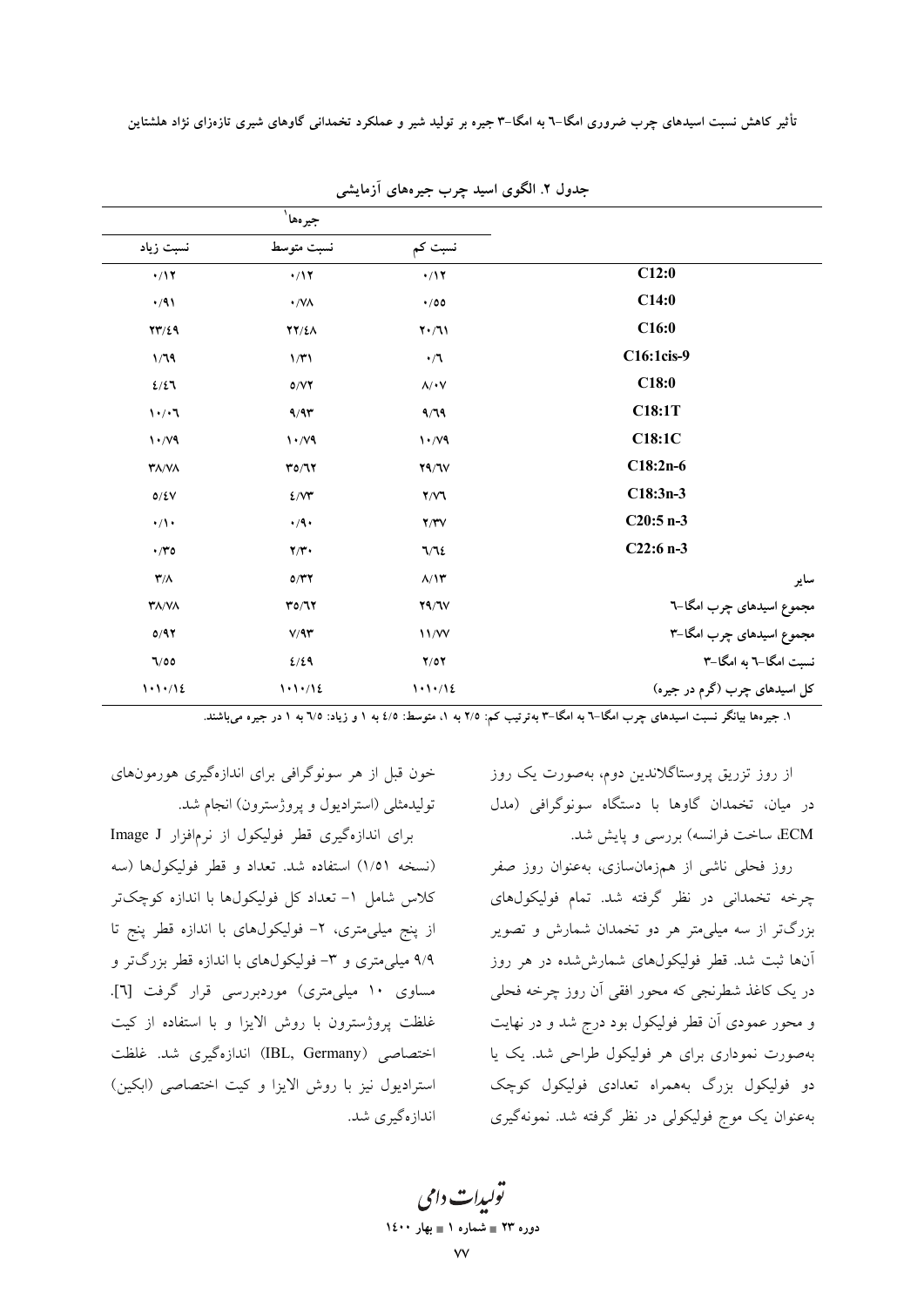جدول ۲. الگوی اسید چرب جیره‌های آزمایشی

| | جیره‌ها[۱] | | |
|---|---|---|---|
| | نسبت کم | نسبت متوسط | نسبت زیاد |
| C12:0 | ۰/۱۲ | ۰/۱۲ | ۰/۱۲ |
| C14:0 | ۰/۵۵ | ۰/۷۸ | ۰/۹۱ |
| C16:0 | ۲۰/۶۱ | ۲۲/۴۸ | ۲۳/۴۹ |
| C16:1cis-9 | ۰/۶ | ۱/۳۱ | ۱/۶۹ |
| C18:0 | ۸/۰۷ | ۵/۷۲ | ۴/۴۶ |
| C18:1T | ۹/۶۹ | ۹/۹۳ | ۱۰/۰۶ |
| C18:1C | ۱۰/۷۹ | ۱۰/۷۹ | ۱۰/۷۹ |
| C18:2n-6 | ۲۹/۶۷ | ۳۵/۶۲ | ۳۸/۷۸ |
| C18:3n-3 | ۲/۷۶ | ۴/۷۳ | ۵/۴۷ |
| C20:5 n-3 | ۲/۳۷ | ۰/۹۰ | ۰/۱۰ |
| C22:6 n-3 | ۶/۶۴ | ۲/۳۰ | ۰/۳۵ |
| سایر | ۸/۱۳ | ۵/۳۲ | ۳/۸ |
| مجموع اسیدهای چرب امگا-۶ | ۲۹/۶۷ | ۳۵/۶۲ | ۳۸/۷۸ |
| مجموع اسیدهای چرب امگا-۳ | ۱۱/۷۷ | ۷/۹۳ | ۵/۹۲ |
| نسبت امگا-۶ به امگا-۳ | ۲/۵۲ | ۴/۴۹ | ۶/۵۵ |
| کل اسیدهای چرب (گرم در جیره) | ۱۰۱۰/۱۴ | ۱۰۱۰/۱۴ | ۱۰۱۰/۱۴ |

۱. جیره‌ها بیانگر نسبت اسیدهای چرب امگا-۶ به امگا-۳ به‌ترتیب کم: ۲/۵ به ۱، متوسط: ۴/۵ به ۱ و زیاد: ۶/۵ به ۱ در جیره می‌باشند.

از روز تزریق پروستاگلاندین دوم، به‌صورت یک روز در میان، تخمدان گاوها با دستگاه سونوگرافی (مدل ECM، ساخت فرانسه) بررسی و پایش شد.

روز فحلی ناشی از همزمان‌سازی، به‌عنوان روز صفر چرخه تخمدانی در نظر گرفته شد. تمام فولیکول‌های بزرگ‌تر از سه میلی‌متر هر دو تخمدان شمارش و تصویر آن‌ها ثبت شد. قطر فولیکول‌های شمارش‌شده در هر روز در یک کاغذ شطرنجی که محور افقی آن روز چرخه فحلی و محور عمودی آن قطر فولیکول بود درج شد و در نهایت به‌صورت نموداری برای هر فولیکول طراحی شد. یک یا دو فولیکول بزرگ به‌همراه تعدادی فولیکول کوچک به‌عنوان یک موج فولیکولی در نظر گرفته شد. نمونه‌گیری خون قبل از هر سونوگرافی برای اندازه‌گیری هورمون‌های تولیدمثلی (استرادیول و پروژسترون) انجام شد.

برای اندازه‌گیری قطر فولیکول از نرم‌افزار Image J (نسخه ۱/۵۱) استفاده شد. تعداد و قطر فولیکول‌ها (سه کلاس شامل ۱- تعداد کل فولیکول‌ها با اندازه کوچک‌تر از پنج میلی‌متری، ۲- فولیکول‌های با اندازه قطر پنج تا ۹/۹ میلی‌متری و ۳- فولیکول‌های با اندازه قطر بزرگ‌تر و مساوی ۱۰ میلی‌متری) موردبررسی قرار گرفت [۶]. غلظت پروژسترون با روش الایزا و با استفاده از کیت اختصاصی (IBL, Germany) اندازه‌گیری شد. غلظت استرادیول نیز با روش الایزا و کیت اختصاصی (ابکین) اندازه‌گیری شد.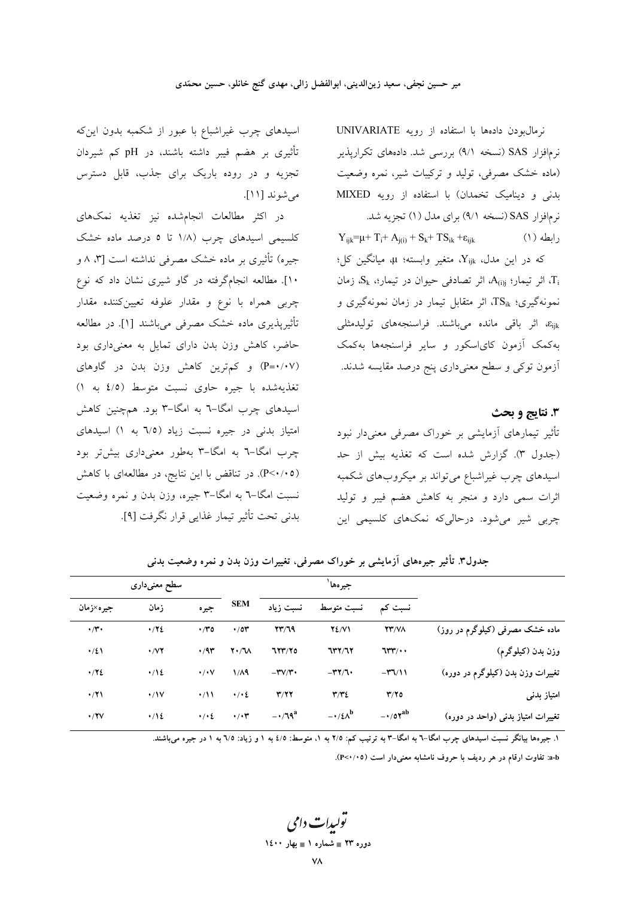نرمال‌بودن داده‌ها با استفاده از رویه UNIVARIATE نرم‌افزار SAS (نسخه ۹/۱) بررسی شد. داده‌های تکرارپذیر (ماده خشک مصرفی، تولید و ترکیبات شیر، نمره وضعیت بدنی و دینامیک تخمدان) با استفاده از رویه MIXED نرم‌افزار SAS (نسخه ۹/۱) برای مدل (۱) تجزیه شد.

$$Y_{ijk}=\mu+ T_i+ A_{j(i)} + S_k+ TS_{ik} +\varepsilon_{ijk} \quad (۱) \text{ رابطه}$$

که در این مدل، $Y_{ijk}$، متغیر وابسته؛ $\mu$، میانگین کل؛ $T_i$، اثر تیمار؛ $A_{(i)j}$، اثر تصادفی حیوان در تیمار؛ $S_k$، زمان نمونه‌گیری؛ $TS_{ik}$، اثر متقابل تیمار در زمان نمونه‌گیری و $\varepsilon_{ijk}$ اثر باقی مانده می‌باشند. فراسنجه‌های تولیدمثلی به‌کمک آزمون کای‌اسکور و سایر فراسنجه‌ها به‌کمک آزمون توکی و سطح معنی‌داری پنج درصد مقایسه شدند.

## ۳. نتایج و بحث

تأثیر تیمارهای آزمایشی بر خوراک مصرفی معنی‌دار نبود (جدول ۳). گزارش شده است که تغذیه بیش از حد اسیدهای چرب غیراشباع می‌تواند بر میکروب‌های شکمبه اثرات سمی دارد و منجر به کاهش هضم فیبر و تولید چربی شیر می‌شود. درحالی‌که نمک‌های کلسیمی این اسیدهای چرب غیراشباع با عبور از شکمبه بدون این‌که تأثیری بر هضم فیبر داشته باشند، در pH کم شیردان تجزیه و در روده باریک برای جذب، قابل دسترس می‌شوند [۱۱].

در اکثر مطالعات انجام‌شده نیز تغذیه نمک‌های کلسیمی اسیدهای چرب (۱/۸ تا ۵ درصد ماده خشک جیره) تأثیری بر ماده خشک مصرفی نداشته است [۳، ۸ و ۱۰]. مطالعه انجام‌گرفته در گاو شیری نشان داد که نوع چربی همراه با نوع و مقدار علوفه تعیین‌کننده مقدار تأثیرپذیری ماده خشک مصرفی می‌باشند [۱]. در مطالعه حاضر، کاهش وزن بدن دارای تمایل به معنی‌داری بود (P=۰/۰۷) و کم‌ترین کاهش وزن بدن در گاوهای تغذیه‌شده با جیره حاوی نسبت متوسط (۴/۵ به ۱) اسیدهای چرب امگا-۶ به امگا-۳ بود. هم‌چنین کاهش امتیاز بدنی در جیره نسبت زیاد (۶/۵ به ۱) اسیدهای چرب امگا-۶ به امگا-۳ به‌طور معنی‌داری بیش‌تر بود (P<۰/۰۵). در تناقض با این نتایج، در مطالعه‌ای با کاهش نسبت امگا-۶ به امگا-۳ جیره، وزن بدن و نمره وضعیت بدنی تحت تأثیر تیمار غذایی قرار نگرفت [۹].

**جدول۳. تأثیر جیره‌های آزمایشی بر خوراک مصرفی، تغییرات وزن بدن و نمره وضعیت بدنی**

| | جیره‌ها[۱] | | | | سطح معنی‌داری | | |
|---|---|---|---|---|---|---|---|
| | نسبت کم | نسبت متوسط | نسبت زیاد | SEM | جیره | زمان | جیره×زمان |
| ماده خشک مصرفی (کیلوگرم در روز) | ۲۳/۷۸ | ۲۴/۷۱ | ۲۳/۶۹ | ۰/۵۳ | ۰/۳۵ | ۰/۲۴ | ۰/۳۰ |
| وزن بدن (کیلوگرم) | ۶۳۳/۰۰ | ۶۳۲/۶۲ | ۶۲۳/۲۵ | ۲۰/۶۸ | ۰/۹۳ | ۰/۷۲ | ۰/۴۱ |
| تغییرات وزن بدن (کیلوگرم در دوره) | -۳۶/۱۱ | -۳۲/۶۰ | -۳۷/۳۰ | ۱/۸۹ | ۰/۰۷ | ۰/۱۴ | ۰/۲۴ |
| امتیاز بدنی | ۳/۲۵ | ۳/۳۴ | ۳/۲۲ | ۰/۰۴ | ۰/۱۱ | ۰/۱۷ | ۰/۲۱ |
| تغییرات امتیاز بدنی (واحد در دوره) | $-۰/۵۲^{ab}$ | $-۰/۴۸^{b}$ | $-۰/۶۹^{a}$ | ۰/۰۳ | ۰/۰۴ | ۰/۱۴ | ۰/۲۷ |

۱. جیره‌ها بیانگر نسبت اسیدهای چرب امگا-۶ به امگا-۳ به ترتیب کم: ۲/۵ به ۱، متوسط: ۴/۵ به ۱ و زیاد: ۶/۵ به ۱ در جیره می‌باشند.

a-b: تفاوت ارقام در هر ردیف با حروف نامشابه معنی‌دار است (P<۰/۰۵).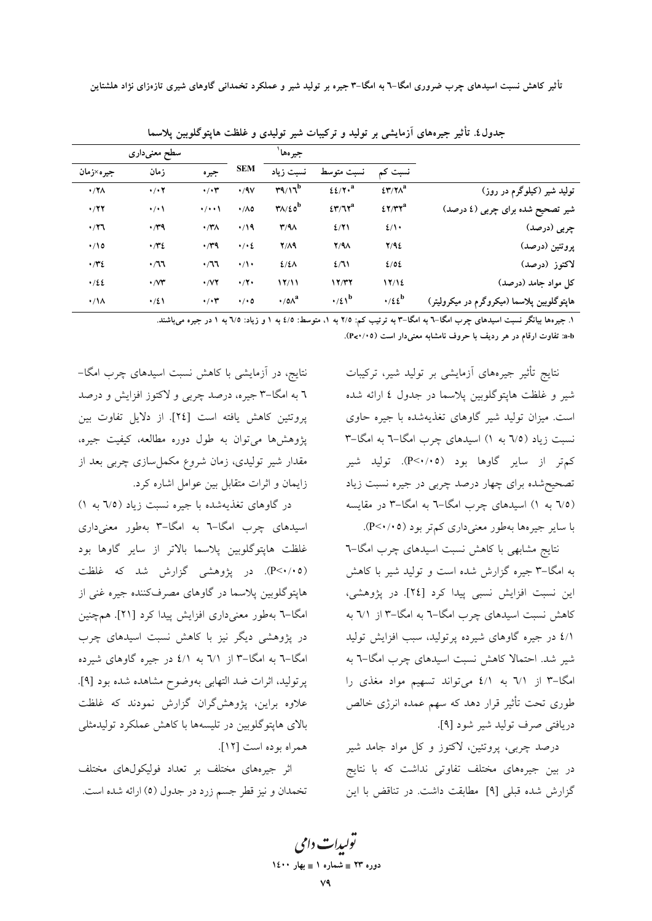جدول٤. تأثیر جیره‌های آزمایشی بر تولید و ترکیبات شیر تولیدی و غلظت هاپتوگلوبین پلاسما

| | جیره‌ها[1] | | | | سطح معنی‌داری | | |
|---|---|---|---|---|---|---|---|
| | نسبت کم | نسبت متوسط | نسبت زیاد | SEM | جیره | زمان | جیره×زمان |
| تولید شیر (کیلوگرم در روز) | $43/28^{a}$ | $44/20^{a}$ | $39/16^{b}$ | ۰/۹۷ | ۰/۰۳ | ۰/۰۲ | ۰/۲۸ |
| شیر تصحیح شده برای چربی (٤ درصد) | $42/32^{a}$ | $43/62^{a}$ | $38/45^{b}$ | ۰/۸۵ | ۰/۰۰۱ | ۰/۰۱ | ۰/۲۲ |
| چربی (درصد) | ٤/١٠ | ٤/٢١ | ۳/۹۸ | ۰/۱۹ | ۰/۳۸ | ۰/۳۹ | ۰/۲٦ |
| پروتئین (درصد) | ۲/۹٤ | ۲/۹۸ | ۲/۸۹ | ۰/۰٤ | ۰/۳۹ | ۰/۳٤ | ۰/۱٥ |
| لاکتوز (درصد) | ٤/٥٤ | ٤/٦١ | ٤/٤٨ | ۰/۱۰ | ۰/٦٦ | ۰/٦٦ | ۰/۳٤ |
| کل مواد جامد (درصد) | ۱۲/۱٤ | ۱۲/۳۲ | ۱۲/۱۱ | ۰/۲۰ | ۰/۷۲ | ۰/۷۳ | ۰/٤٤ |
| هاپتوگلوبین پلاسما (میکروگرم در میکرولیتر) | $0/44^{b}$ | $0/41^{b}$ | $0/58^{a}$ | ۰/۰٥ | ۰/۰۳ | ۰/٤١ | ۰/۱۸ |

۱. جیره‌ها بیانگر نسبت اسیدهای چرب امگا-٦ به امگا-۳ به ترتیب کم: ۲/٥ به ۱، متوسط: ٤/٥ به ۱ و زیاد: ٦/٥ به ۱ در جیره می‌باشند.

a-b: تفاوت ارقام در هر ردیف با حروف نامشابه معنی‌دار است (P<۰/۰٥).

نتایج تأثیر جیره‌های آزمایشی بر تولید شیر، ترکیبات شیر و غلظت هاپتوگلوبین پلاسما در جدول ٤ ارائه شده است. میزان تولید شیر گاوهای تغذیه‌شده با جیره حاوی نسبت زیاد (٦/٥ به ١) اسیدهای چرب امگا-٦ به امگا-۳ کم‌تر از سایر گاوها بود (P<۰/۰٥). تولید شیر تصحیح‌شده برای چهار درصد چربی در جیره نسبت زیاد (٦/٥ به ١) اسیدهای چرب امگا-٦ به امگا-۳ در مقایسه با سایر جیره‌ها به‌طور معنی‌داری کم‌تر بود (P<۰/۰٥).

نتایج مشابهی با کاهش نسبت اسیدهای چرب امگا-٦ به امگا-۳ جیره گزارش شده است و تولید شیر با کاهش این نسبت افزایش نسبی پیدا کرد [٢٤]. در پژوهشی، کاهش نسبت اسیدهای چرب امگا-٦ به امگا-۳ از ٦/١ به ٤/١ در جیره گاوهای شیرده پرتولید، سبب افزایش تولید شیر شد. احتمالا کاهش نسبت اسیدهای چرب امگا-٦ به امگا-۳ از ٦/١ به ٤/١ می‌تواند تسهیم مواد مغذی را طوری تحت تأثیر قرار دهد که سهم عمده انرژی خالص دریافتی صرف تولید شیر شود [٩].

درصد چربی، پروتئین، لاکتوز و کل مواد جامد شیر در بین جیره‌های مختلف تفاوتی نداشت که با نتایج گزارش شده قبلی [٩] مطابقت داشت. در تناقض با این نتایج، در آزمایشی با کاهش نسبت اسیدهای چرب امگا-٦ به امگا-۳ جیره، درصد چربی و لاکتوز افزایش و درصد پروتئین کاهش یافته است [٢٤]. از دلایل تفاوت بین پژوهش‌ها می‌توان به طول دوره مطالعه، کیفیت جیره، مقدار شیر تولیدی، زمان شروع مکمل‌سازی چربی بعد از زایمان و اثرات متقابل بین عوامل اشاره کرد.

در گاوهای تغذیه‌شده با جیره نسبت زیاد (٦/٥ به ١) اسیدهای چرب امگا-٦ به امگا-۳ به‌طور معنی‌داری غلظت هاپتوگلوبین پلاسما بالاتر از سایر گاوها بود (P<۰/۰٥). در پژوهشی گزارش شد که غلظت هاپتوگلوبین پلاسما در گاوهای مصرف‌کننده جیره غنی از امگا-٦ به‌طور معنی‌داری افزایش پیدا کرد [٢١]. همچنین در پژوهشی دیگر نیز با کاهش نسبت اسیدهای چرب امگا-٦ به امگا-۳ از ٦/١ به ٤/١ در جیره گاوهای شیرده پرتولید، اثرات ضد التهابی به‌وضوح مشاهده شده بود [٩]. علاوه براین، پژوهش‌گران گزارش نمودند که غلظت بالای هاپتوگلوبین در تلیسه‌ها با کاهش عملکرد تولیدمثلی همراه بوده است [١٢].

اثر جیره‌های مختلف بر تعداد فولیکول‌های مختلف تخمدان و نیز قطر جسم زرد در جدول (٥) ارائه شده است.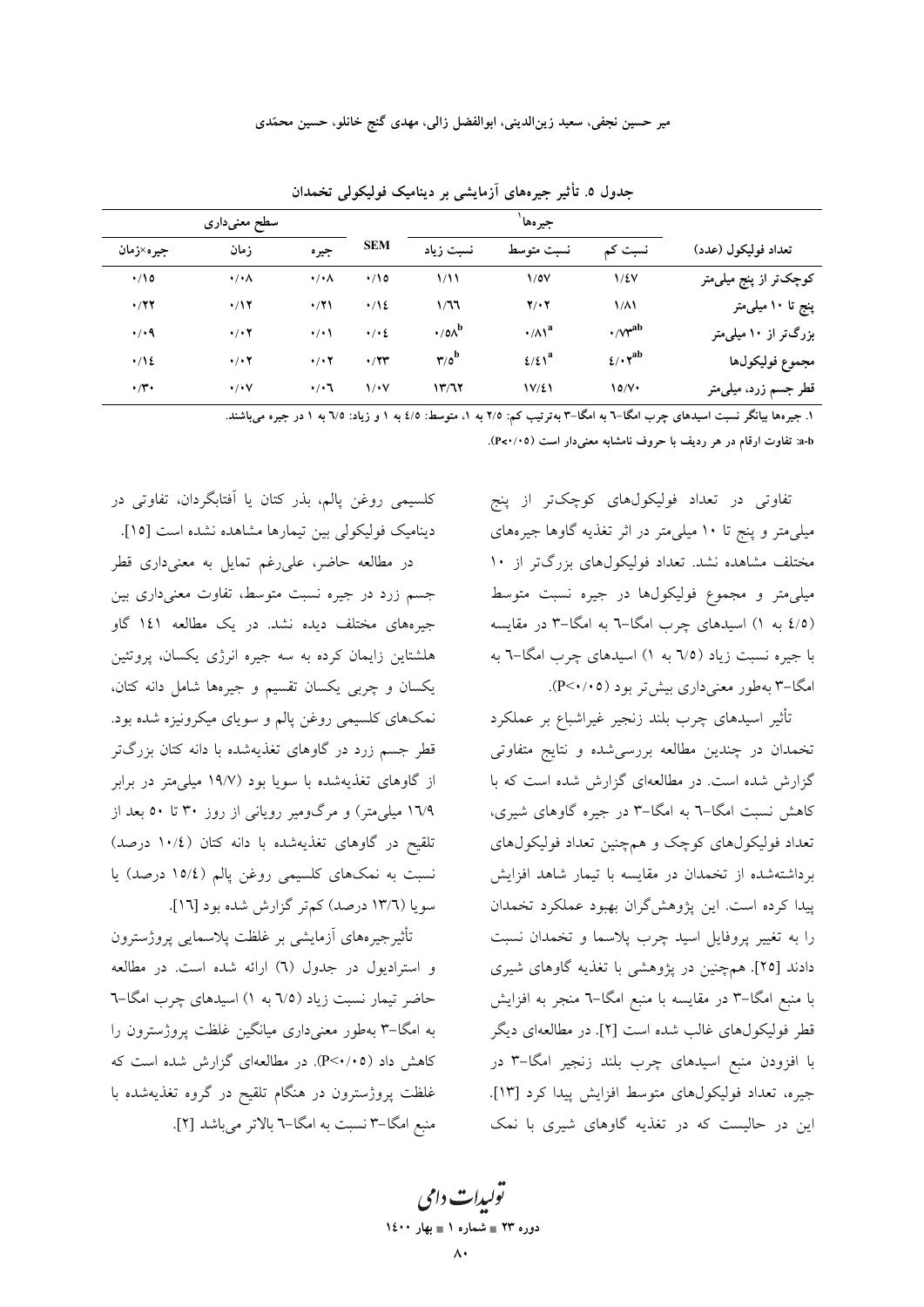جدول ۵. تأثیر جیره‌های آزمایشی بر دینامیک فولیکولی تخمدان

| تعداد فولیکول (عدد) | جیره‌ها[1] | | | SEM | سطح معنی‌داری | | |
|---|---|---|---|---|---|---|---|
| | نسبت کم | نسبت متوسط | نسبت زیاد | | جیره | زمان | جیره×زمان |
| کوچک‌تر از پنج میلی‌متر | ۱/۴۷ | ۱/۵۷ | ۱/۱۱ | ۰/۱۵ | ۰/۰۸ | ۰/۰۸ | ۰/۱۵ |
| پنج تا ۱۰ میلی‌متر | ۱/۸۱ | ۲/۰۲ | ۱/۶۶ | ۰/۱۴ | ۰/۲۱ | ۰/۱۲ | ۰/۲۲ |
| بزرگ‌تر از ۱۰ میلی‌متر | ۰/۷۳[ab] | ۰/۸۱[a] | ۰/۵۸[b] | ۰/۰۴ | ۰/۰۱ | ۰/۰۲ | ۰/۰۹ |
| مجموع فولیکول‌ها | ۴/۰۲[ab] | ۴/۴۱[a] | ۳/۵[b] | ۰/۲۳ | ۰/۰۲ | ۰/۰۲ | ۰/۱۴ |
| قطر جسم زرد، میلی‌متر | ۱۵/۷۰ | ۱۷/۴۱ | ۱۳/۶۲ | ۱/۰۷ | ۰/۰۶ | ۰/۰۷ | ۰/۳۰ |

۱. جیره‌ها بیانگر نسبت اسیدهای چرب امگا-۶ به امگا-۳ به‌ترتیب کم: ۲/۵ به ۱، متوسط: ۴/۵ به ۱ و زیاد: ۶/۵ به ۱ در جیره می‌باشند.

a-b: تفاوت ارقام در هر ردیف با حروف نامشابه معنی‌دار است (P<۰/۰۵).

تفاوتی در تعداد فولیکول‌های کوچک‌تر از پنج میلی‌متر و پنج تا ۱۰ میلی‌متر در اثر تغذیه گاوها جیره‌های مختلف مشاهده نشد. تعداد فولیکول‌های بزرگ‌تر از ۱۰ میلی‌متر و مجموع فولیکول‌ها در جیره نسبت متوسط (۴/۵ به ۱) اسیدهای چرب امگا-۶ به امگا-۳ در مقایسه با جیره نسبت زیاد (۶/۵ به ۱) اسیدهای چرب امگا-۶ به امگا-۳ به‌طور معنی‌داری بیش‌تر بود (P<۰/۰۵).

تأثیر اسیدهای چرب بلند زنجیر غیراشباع بر عملکرد تخمدان در چندین مطالعه بررسی‌شده و نتایج متفاوتی گزارش شده است. در مطالعه‌ای گزارش شده است که با کاهش نسبت امگا-۶ به امگا-۳ در جیره گاوهای شیری، تعداد فولیکول‌های کوچک و هم‌چنین تعداد فولیکول‌های برداشته‌شده از تخمدان در مقایسه با تیمار شاهد افزایش پیدا کرده است. این پژوهش‌گران بهبود عملکرد تخمدان را به تغییر پروفایل اسید چرب پلاسما و تخمدان نسبت دادند [۲۵]. هم‌چنین در پژوهشی با تغذیه گاوهای شیری با منبع امگا-۳ در مقایسه با منبع امگا-۶ منجر به افزایش قطر فولیکول‌های غالب شده است [۲]. در مطالعه‌ای دیگر با افزودن منبع اسیدهای چرب بلند زنجیر امگا-۳ در جیره، تعداد فولیکول‌های متوسط افزایش پیدا کرد [۱۳]. این در حالیست که در تغذیه گاوهای شیری با نمک کلسیمی روغن پالم، بذر کتان یا آفتابگردان، تفاوتی در دینامیک فولیکولی بین تیمارها مشاهده نشده است [۱۵].

در مطالعه حاضر، علی‌رغم تمایل به معنی‌داری قطر جسم زرد در جیره نسبت متوسط، تفاوت معنی‌داری بین جیره‌های مختلف دیده نشد. در یک مطالعه ۱۴۱ گاو هلشتاین زایمان کرده به سه جیره انرژی یکسان، پروتئین یکسان و چربی یکسان تقسیم و جیره‌ها شامل دانه کتان، نمک‌های کلسیمی روغن پالم و سویای میکرونیزه شده بود. قطر جسم زرد در گاوهای تغذیه‌شده با دانه کتان بزرگ‌تر از گاوهای تغذیه‌شده با سویا بود (۱۹/۷ میلی‌متر در برابر ۱۶/۹ میلی‌متر) و مرگ‌ومیر رویانی از روز ۳۰ تا ۵۰ بعد از تلقیح در گاوهای تغذیه‌شده با دانه کتان (۱۰/۴ درصد) نسبت به نمک‌های کلسیمی روغن پالم (۱۵/۴ درصد) یا سویا (۱۳/۶ درصد) کم‌تر گزارش شده بود [۱۶].

تأثیرجیره‌های آزمایشی بر غلظت پلاسمایی پروژسترون و استرادیول در جدول (۶) ارائه شده است. در مطالعه حاضر تیمار نسبت زیاد (۶/۵ به ۱) اسیدهای چرب امگا-۶ به امگا-۳ به‌طور معنی‌داری میانگین غلظت پروژسترون را کاهش داد (P<۰/۰۵). در مطالعه‌ای گزارش شده است که غلظت پروژسترون در هنگام تلقیح در گروه تغذیه‌شده با منبع امگا-۳ نسبت به امگا-۶ بالاتر می‌باشد [۲].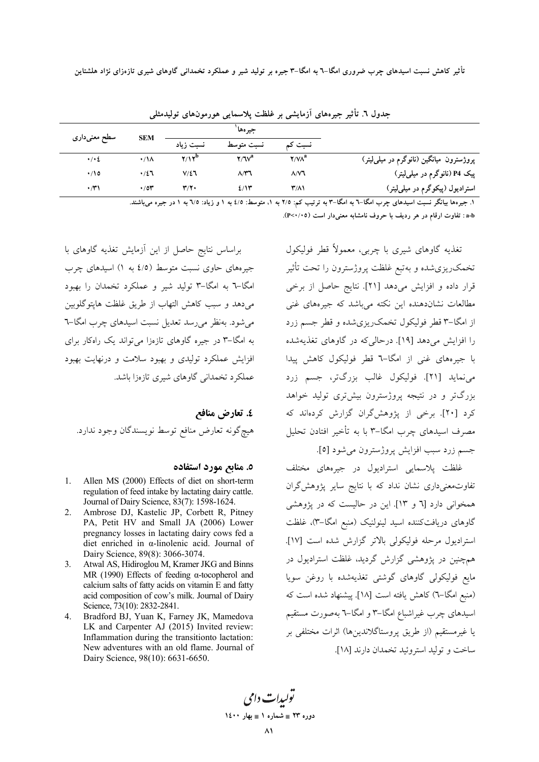جدول ٦. تأثیر جیره‌های آزمایشی بر غلظت پلاسمایی هورمون‌های تولیدمثلی

| | جیره‌ها[1] | | | SEM | سطح معنی‌داری |
|---|---|---|---|---|---|
| | نسبت کم | نسبت متوسط | نسبت زیاد | | |
| پروژسترون میانگین (نانوگرم در میلی‌لیتر) | ۲/۷۸[a] | ۲/٦۷[a] | ۲/۱۲[b] | ۰/۱۸ | ۰/۰٤ |
| پیک P4 (نانوگرم در میلی‌لیتر) | ۸/۷٦ | ۸/۳٦ | ۷/٤٦ | ۰/٤٦ | ۰/۱٥ |
| استرادیول (پیکوگرم در میلی‌لیتر) | ۳/۸۱ | ٤/۱۳ | ۳/۲۰ | ۰/٥۳ | ۰/۳۱ |

۱. جیره‌ها بیانگر نسبت اسیدهای چرب امگا-٦ به امگا-۳ به ترتیب کم: ۲/٥ به ۱، متوسط: ٤/٥ به ۱ و زیاد: ٦/٥ به ۱ در جیره می‌باشند.

a-b: تفاوت ارقام در هر ردیف با حروف نامشابه معنی‌دار است (P<۰/۰٥).

تغذیه گاوهای شیری با چربی، معمولاً قطر فولیکول تخمک‌ریزی‌شده و به‌تبع غلظت پروژسترون را تحت تأثیر قرار داده و افزایش می‌دهد [21]. نتایج حاصل از برخی مطالعات نشان‌دهنده این نکته می‌باشد که جیره‌های غنی از امگا-۳ قطر فولیکول تخمک‌ریزی‌شده و قطر جسم زرد را افزایش می‌دهد [19]. درحالی‌که در گاوهای تغذیه‌شده با جیره‌های غنی از امگا-٦ قطر فولیکول کاهش پیدا می‌نماید [21]. فولیکول غالب بزرگ‌تر، جسم زرد بزرگ‌تر و در نتیجه پروژسترون بیش‌تری تولید خواهد کرد [20]. برخی از پژوهش‌گران گزارش کرده‌اند که مصرف اسیدهای چرب امگا-۳ با به تأخیر افتادن تحلیل جسم زرد سبب افزایش پروژسترون می‌شود [5].

غلظت پلاسمایی استرادیول در جیره‌های مختلف تفاوت‌معنی‌داری نشان نداد که با نتایج سایر پژوهش‌گران همخوانی دارد [6 و 13]. این در حالیست که در پژوهشی گاوهای دریافت‌کننده اسید لینولنیک (منبع امگا-۳)، غلظت استرادیول مرحله فولیکولی بالاتر گزارش شده است [17]. هم‌چنین در پژوهشی گزارش گردید، غلظت استرادیول در مایع فولیکولی گاوهای گوشتی تغذیه‌شده با روغن سویا (منبع امگا-٦) کاهش یافته است [18]. پیشنهاد شده است که اسیدهای چرب غیراشباع امگا-۳ و امگا-٦ به‌صورت مستقیم یا غیرمستقیم (از طریق پروستاگلاندین‌ها) اثرات مختلفی بر ساخت و تولید استروئید تخمدان دارند [18].

براساس نتایج حاصل از این آزمایش تغذیه گاوهای با جیره‌های حاوی نسبت متوسط (٤/٥ به ۱) اسیدهای چرب امگا-٦ به امگا-۳ تولید شیر و عملکرد تخمدان را بهبود می‌دهد و سبب کاهش التهاب از طریق غلظت هاپتوگلوبین می‌شود. به‌نظر می‌رسد تعدیل نسبت اسیدهای چرب امگا-٦ به امگا-۳ در جیره گاوهای تازه‌زا می‌تواند یک راه‌کار برای افزایش عملکرد تولیدی و بهبود سلامت و درنهایت بهبود عملکرد تخمدانی گاوهای شیری تازه‌زا باشد.

## ٤. تعارض منافع

هیچ‌گونه تعارض منافع توسط نویسندگان وجود ندارد.

## ٥. منابع مورد استفاده

1. Allen MS (2000) Effects of diet on short-term regulation of feed intake by lactating dairy cattle. Journal of Dairy Science, 83(7): 1598-1624.
2. Ambrose DJ, Kastelic JP, Corbett R, Pitney PA, Petit HV and Small JA (2006) Lower pregnancy losses in lactating dairy cows fed a diet enriched in α-linolenic acid. Journal of Dairy Science, 89(8): 3066-3074.
3. Atwal AS, Hidiroglou M, Kramer JKG and Binns MR (1990) Effects of feeding α-tocopherol and calcium salts of fatty acids on vitamin E and fatty acid composition of cow's milk. Journal of Dairy Science, 73(10): 2832-2841.
4. Bradford BJ, Yuan K, Farney JK, Mamedova LK and Carpenter AJ (2015) Invited review: Inflammation during the transitionto lactation: New adventures with an old flame. Journal of Dairy Science, 98(10): 6631-6650.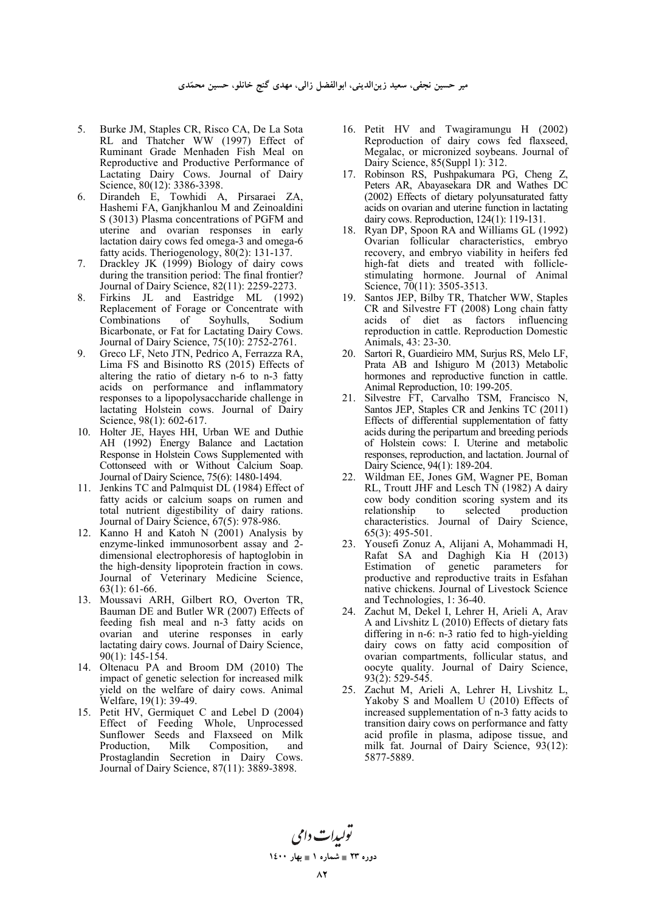5. Burke JM, Staples CR, Risco CA, De La Sota RL and Thatcher WW (1997) Effect of Ruminant Grade Menhaden Fish Meal on Reproductive and Productive Performance of Lactating Dairy Cows. Journal of Dairy Science, 80(12): 3386-3398.
6. Dirandeh E, Towhidi A, Pirsaraei ZA, Hashemi FA, Ganjkhanlou M and Zeinoaldini S (3013) Plasma concentrations of PGFM and uterine and ovarian responses in early lactation dairy cows fed omega-3 and omega-6 fatty acids. Theriogenology, 80(2): 131-137.
7. Drackley JK (1999) Biology of dairy cows during the transition period: The final frontier? Journal of Dairy Science, 82(11): 2259-2273.
8. Firkins JL and Eastridge ML (1992) Replacement of Forage or Concentrate with Combinations of Soyhulls, Sodium Bicarbonate, or Fat for Lactating Dairy Cows. Journal of Dairy Science, 75(10): 2752-2761.
9. Greco LF, Neto JTN, Pedrico A, Ferrazza RA, Lima FS and Bisinotto RS (2015) Effects of altering the ratio of dietary n-6 to n-3 fatty acids on performance and inflammatory responses to a lipopolysaccharide challenge in lactating Holstein cows. Journal of Dairy Science, 98(1): 602-617.
10. Holter JE, Hayes HH, Urban WE and Duthie AH (1992) Energy Balance and Lactation Response in Holstein Cows Supplemented with Cottonseed with or Without Calcium Soap. Journal of Dairy Science, 75(6): 1480-1494.
11. Jenkins TC and Palmquist DL (1984) Effect of fatty acids or calcium soaps on rumen and total nutrient digestibility of dairy rations. Journal of Dairy Science, 67(5): 978-986.
12. Kanno H and Katoh N (2001) Analysis by enzyme-linked immunosorbent assay and 2-dimensional electrophoresis of haptoglobin in the high-density lipoprotein fraction in cows. Journal of Veterinary Medicine Science, 63(1): 61-66.
13. Moussavi ARH, Gilbert RO, Overton TR, Bauman DE and Butler WR (2007) Effects of feeding fish meal and n-3 fatty acids on ovarian and uterine responses in early lactating dairy cows. Journal of Dairy Science, 90(1): 145-154.
14. Oltenacu PA and Broom DM (2010) The impact of genetic selection for increased milk yield on the welfare of dairy cows. Animal Welfare, 19(1): 39-49.
15. Petit HV, Germiquet C and Lebel D (2004) Effect of Feeding Whole, Unprocessed Sunflower Seeds and Flaxseed on Milk Production, Milk Composition, and Prostaglandin Secretion in Dairy Cows. Journal of Dairy Science, 87(11): 3889-3898.
16. Petit HV and Twagiramungu H (2002) Reproduction of dairy cows fed flaxseed, Megalac, or micronized soybeans. Journal of Dairy Science, 85(Suppl 1): 312.
17. Robinson RS, Pushpakumara PG, Cheng Z, Peters AR, Abayasekara DR and Wathes DC (2002) Effects of dietary polyunsaturated fatty acids on ovarian and uterine function in lactating dairy cows. Reproduction, 124(1): 119-131.
18. Ryan DP, Spoon RA and Williams GL (1992) Ovarian follicular characteristics, embryo recovery, and embryo viability in heifers fed high-fat diets and treated with follicle-stimulating hormone. Journal of Animal Science, 70(11): 3505-3513.
19. Santos JEP, Bilby TR, Thatcher WW, Staples CR and Silvestre FT (2008) Long chain fatty acids of diet as factors influencing reproduction in cattle. Reproduction Domestic Animals, 43: 23-30.
20. Sartori R, Guardieiro MM, Surjus RS, Melo LF, Prata AB and Ishiguro M (2013) Metabolic hormones and reproductive function in cattle. Animal Reproduction, 10: 199-205.
21. Silvestre FT, Carvalho TSM, Francisco N, Santos JEP, Staples CR and Jenkins TC (2011) Effects of differential supplementation of fatty acids during the peripartum and breeding periods of Holstein cows: I. Uterine and metabolic responses, reproduction, and lactation. Journal of Dairy Science, 94(1): 189-204.
22. Wildman EE, Jones GM, Wagner PE, Boman RL, Troutt JHF and Lesch TN (1982) A dairy cow body condition scoring system and its relationship to selected production characteristics. Journal of Dairy Science, 65(3): 495-501.
23. Yousefi Zonuz A, Alijani A, Mohammadi H, Rafat SA and Daghigh Kia H (2013) Estimation of genetic parameters for productive and reproductive traits in Esfahan native chickens. Journal of Livestock Science and Technologies, 1: 36-40.
24. Zachut M, Dekel I, Lehrer H, Arieli A, Arav A and Livshitz L (2010) Effects of dietary fats differing in n-6: n-3 ratio fed to high-yielding dairy cows on fatty acid composition of ovarian compartments, follicular status, and oocyte quality. Journal of Dairy Science, 93(2): 529-545.
25. Zachut M, Arieli A, Lehrer H, Livshitz L, Yakoby S and Moallem U (2010) Effects of increased supplementation of n-3 fatty acids to transition dairy cows on performance and fatty acid profile in plasma, adipose tissue, and milk fat. Journal of Dairy Science, 93(12): 5877-5889.